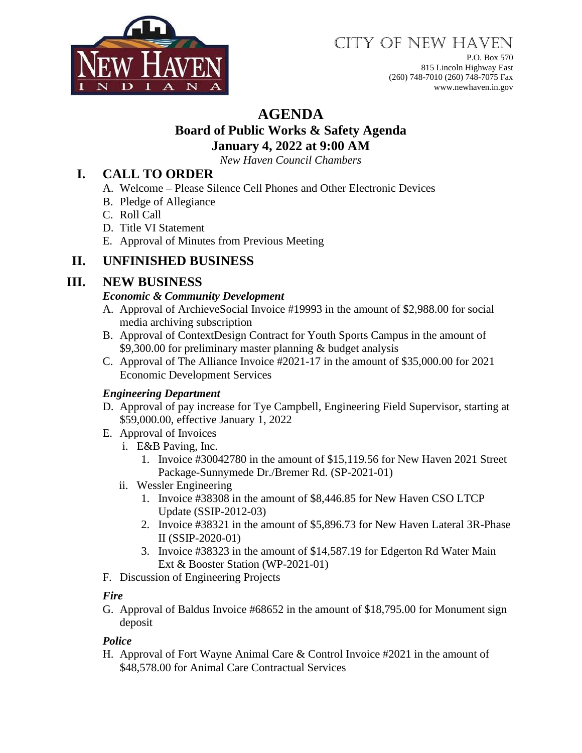CITY OF NEW HAVEN
P.O. Box 570
815 Lincoln Highway East
(260) 748-7010 (260) 748-7075 Fax
www.newhaven.in.gov

# AGENDA

## Board of Public Works & Safety Agenda

## January 4, 2022 at 9:00 AM

*New Haven Council Chambers*

## I. CALL TO ORDER

A. Welcome – Please Silence Cell Phones and Other Electronic Devices
B. Pledge of Allegiance
C. Roll Call
D. Title VI Statement
E. Approval of Minutes from Previous Meeting

## II. UNFINISHED BUSINESS

## III. NEW BUSINESS

***Economic & Community Development***

A. Approval of ArchieveSocial Invoice #19993 in the amount of $2,988.00 for social media archiving subscription
B. Approval of ContextDesign Contract for Youth Sports Campus in the amount of $9,300.00 for preliminary master planning & budget analysis
C. Approval of The Alliance Invoice #2021-17 in the amount of $35,000.00 for 2021 Economic Development Services

***Engineering Department***

D. Approval of pay increase for Tye Campbell, Engineering Field Supervisor, starting at $59,000.00, effective January 1, 2022
E. Approval of Invoices
   i. E&B Paving, Inc.
      1. Invoice #30042780 in the amount of $15,119.56 for New Haven 2021 Street Package-Sunnymede Dr./Bremer Rd. (SP-2021-01)
   ii. Wessler Engineering
      1. Invoice #38308 in the amount of $8,446.85 for New Haven CSO LTCP Update (SSIP-2012-03)
      2. Invoice #38321 in the amount of $5,896.73 for New Haven Lateral 3R-Phase II (SSIP-2020-01)
      3. Invoice #38323 in the amount of $14,587.19 for Edgerton Rd Water Main Ext & Booster Station (WP-2021-01)
F. Discussion of Engineering Projects

***Fire***

G. Approval of Baldus Invoice #68652 in the amount of $18,795.00 for Monument sign deposit

***Police***

H. Approval of Fort Wayne Animal Care & Control Invoice #2021 in the amount of $48,578.00 for Animal Care Contractual Services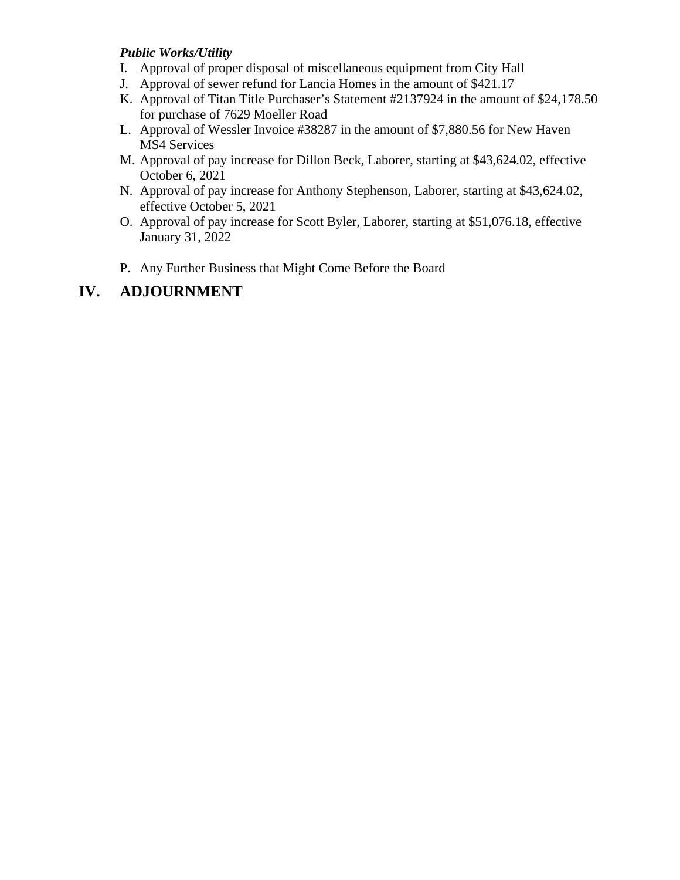***Public Works/Utility***

I. Approval of proper disposal of miscellaneous equipment from City Hall
J. Approval of sewer refund for Lancia Homes in the amount of $421.17
K. Approval of Titan Title Purchaser's Statement #2137924 in the amount of $24,178.50 for purchase of 7629 Moeller Road
L. Approval of Wessler Invoice #38287 in the amount of $7,880.56 for New Haven MS4 Services
M. Approval of pay increase for Dillon Beck, Laborer, starting at $43,624.02, effective October 6, 2021
N. Approval of pay increase for Anthony Stephenson, Laborer, starting at $43,624.02, effective October 5, 2021
O. Approval of pay increase for Scott Byler, Laborer, starting at $51,076.18, effective January 31, 2022

P. Any Further Business that Might Come Before the Board

## IV. ADJOURNMENT